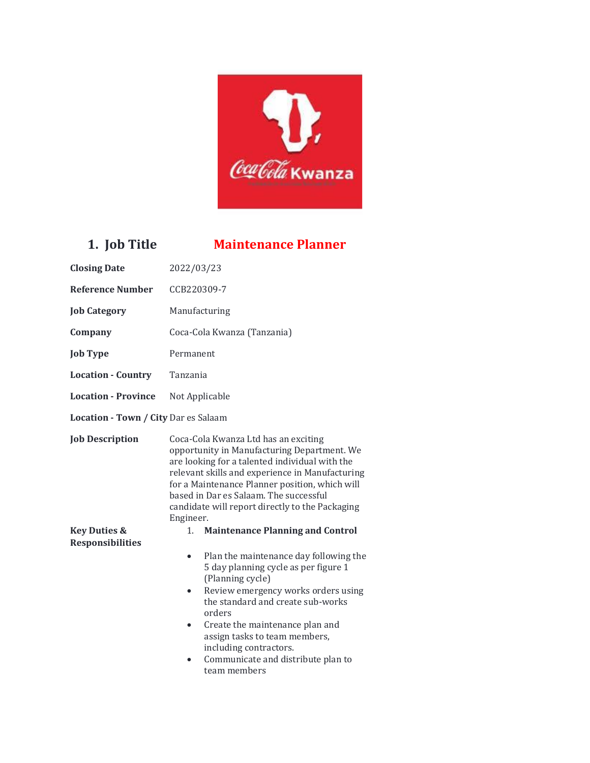## 1. Job Title Maintenance Planner

| | |
|---|---|
| **Closing Date** | 2022/03/23 |
| **Reference Number** | CCB220309-7 |
| **Job Category** | Manufacturing |
| **Company** | Coca-Cola Kwanza (Tanzania) |
| **Job Type** | Permanent |
| **Location - Country** | Tanzania |
| **Location - Province** | Not Applicable |
| **Location - Town / City** | Dar es Salaam |
| **Job Description** | Coca-Cola Kwanza Ltd has an exciting opportunity in Manufacturing Department. We are looking for a talented individual with the relevant skills and experience in Manufacturing for a Maintenance Planner position, which will based in Dar es Salaam. The successful candidate will report directly to the Packaging Engineer. |

**Key Duties & Responsibilities**

1. **Maintenance Planning and Control**

- Plan the maintenance day following the 5 day planning cycle as per figure 1 (Planning cycle)
- Review emergency works orders using the standard and create sub-works orders
- Create the maintenance plan and assign tasks to team members, including contractors.
- Communicate and distribute plan to team members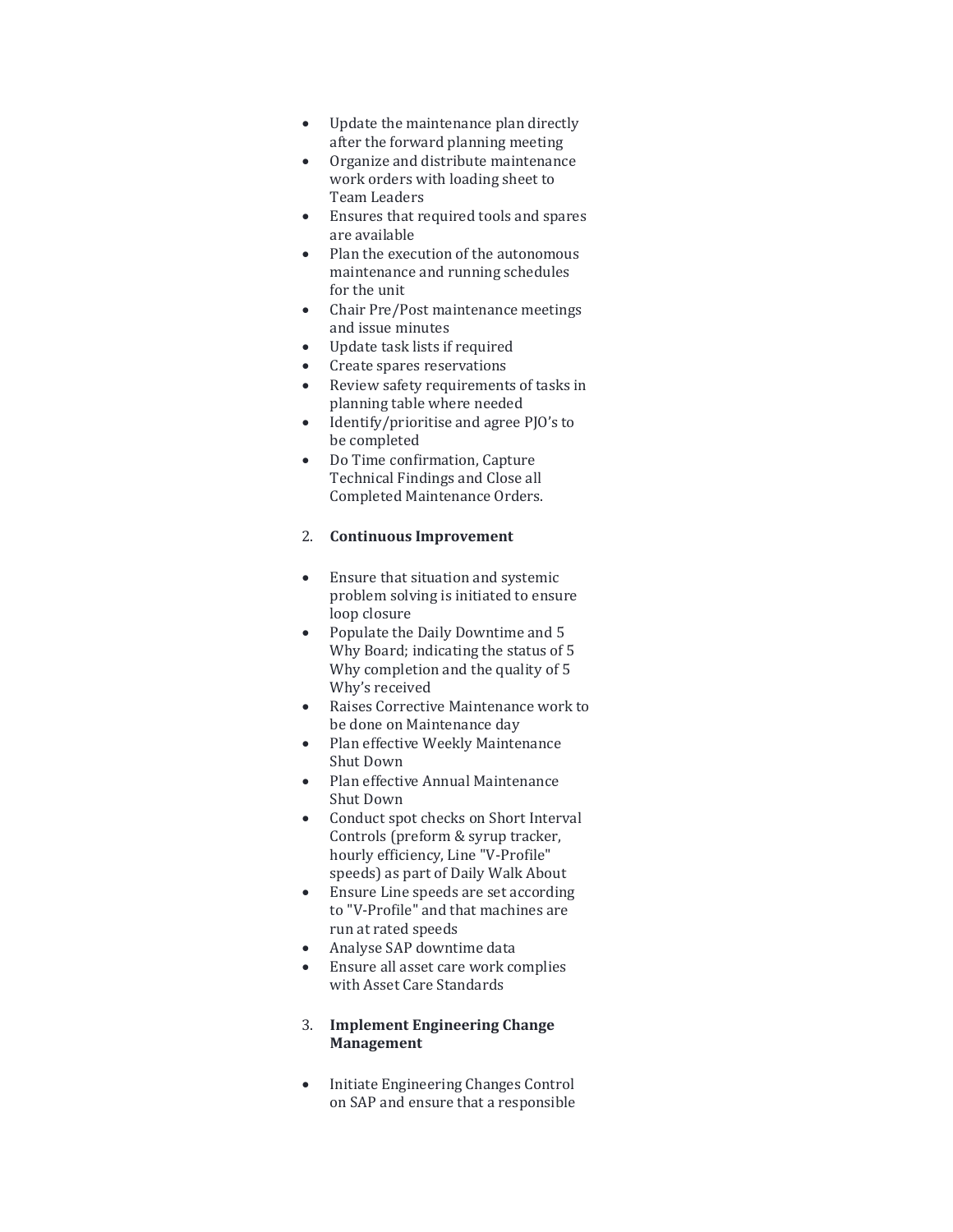- Update the maintenance plan directly after the forward planning meeting
- Organize and distribute maintenance work orders with loading sheet to Team Leaders
- Ensures that required tools and spares are available
- Plan the execution of the autonomous maintenance and running schedules for the unit
- Chair Pre/Post maintenance meetings and issue minutes
- Update task lists if required
- Create spares reservations
- Review safety requirements of tasks in planning table where needed
- Identify/prioritise and agree PJO's to be completed
- Do Time confirmation, Capture Technical Findings and Close all Completed Maintenance Orders.

2. **Continuous Improvement**

- Ensure that situation and systemic problem solving is initiated to ensure loop closure
- Populate the Daily Downtime and 5 Why Board; indicating the status of 5 Why completion and the quality of 5 Why's received
- Raises Corrective Maintenance work to be done on Maintenance day
- Plan effective Weekly Maintenance Shut Down
- Plan effective Annual Maintenance Shut Down
- Conduct spot checks on Short Interval Controls (preform & syrup tracker, hourly efficiency, Line "V-Profile" speeds) as part of Daily Walk About
- Ensure Line speeds are set according to "V-Profile" and that machines are run at rated speeds
- Analyse SAP downtime data
- Ensure all asset care work complies with Asset Care Standards

3. **Implement Engineering Change Management**

- Initiate Engineering Changes Control on SAP and ensure that a responsible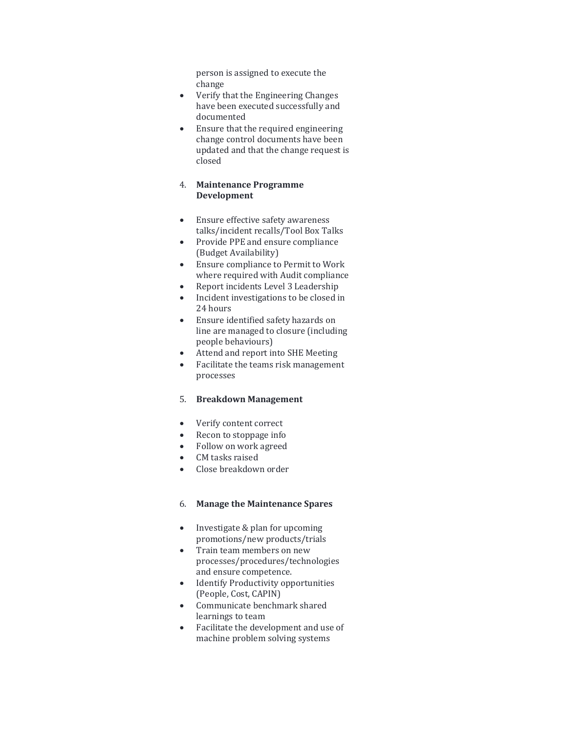person is assigned to execute the change

- Verify that the Engineering Changes have been executed successfully and documented
- Ensure that the required engineering change control documents have been updated and that the change request is closed

4. **Maintenance Programme Development**

- Ensure effective safety awareness talks/incident recalls/Tool Box Talks
- Provide PPE and ensure compliance (Budget Availability)
- Ensure compliance to Permit to Work where required with Audit compliance
- Report incidents Level 3 Leadership
- Incident investigations to be closed in 24 hours
- Ensure identified safety hazards on line are managed to closure (including people behaviours)
- Attend and report into SHE Meeting
- Facilitate the teams risk management processes

5. **Breakdown Management**

- Verify content correct
- Recon to stoppage info
- Follow on work agreed
- CM tasks raised
- Close breakdown order

6. **Manage the Maintenance Spares**

- Investigate & plan for upcoming promotions/new products/trials
- Train team members on new processes/procedures/technologies and ensure competence.
- Identify Productivity opportunities (People, Cost, CAPIN)
- Communicate benchmark shared learnings to team
- Facilitate the development and use of machine problem solving systems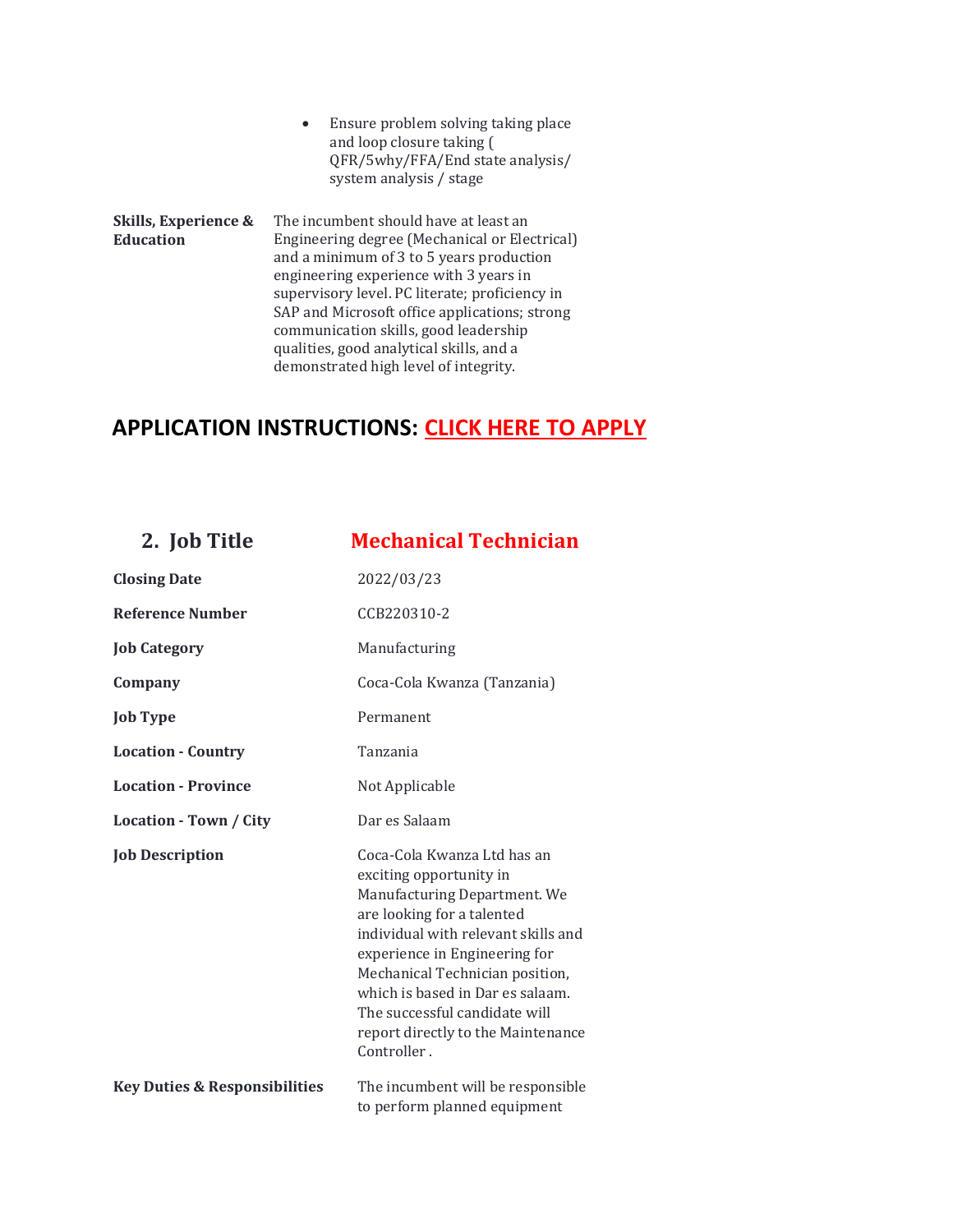| | |
|---|---|
| | • Ensure problem solving taking place and loop closure taking ( QFR/5why/FFA/End state analysis/ system analysis / stage |
| **Skills, Experience & Education** | The incumbent should have at least an Engineering degree (Mechanical or Electrical) and a minimum of 3 to 5 years production engineering experience with 3 years in supervisory level. PC literate; proficiency in SAP and Microsoft office applications; strong communication skills, good leadership qualities, good analytical skills, and a demonstrated high level of integrity. |

## APPLICATION INSTRUCTIONS: CLICK HERE TO APPLY

| **2. Job Title** | **Mechanical Technician** |
|---|---|
| **Closing Date** | 2022/03/23 |
| **Reference Number** | CCB220310-2 |
| **Job Category** | Manufacturing |
| **Company** | Coca-Cola Kwanza (Tanzania) |
| **Job Type** | Permanent |
| **Location - Country** | Tanzania |
| **Location - Province** | Not Applicable |
| **Location - Town / City** | Dar es Salaam |
| **Job Description** | Coca-Cola Kwanza Ltd has an exciting opportunity in Manufacturing Department. We are looking for a talented individual with relevant skills and experience in Engineering for Mechanical Technician position, which is based in Dar es salaam. The successful candidate will report directly to the Maintenance Controller . |
| **Key Duties & Responsibilities** | The incumbent will be responsible to perform planned equipment |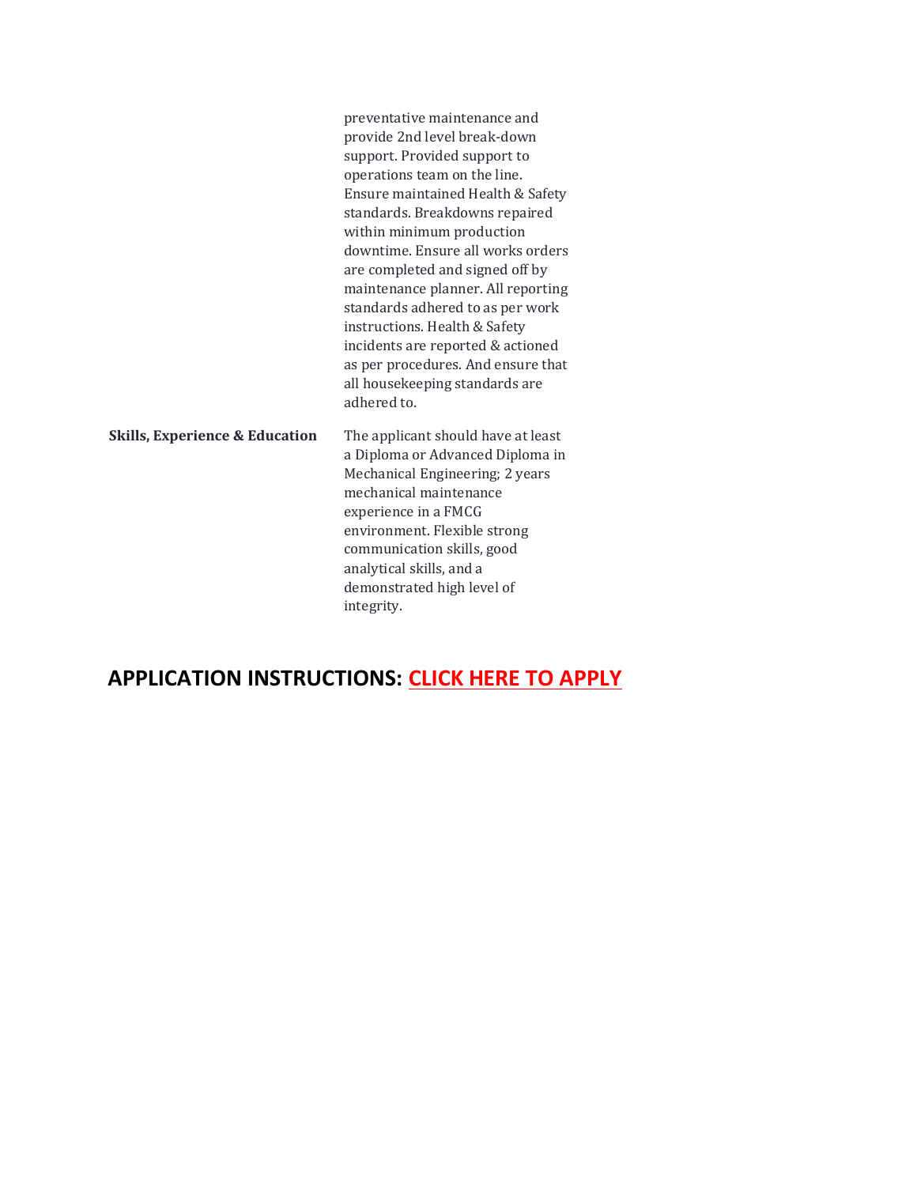| | |
|---|---|
| | preventative maintenance and provide 2nd level break-down support. Provided support to operations team on the line. Ensure maintained Health & Safety standards. Breakdowns repaired within minimum production downtime. Ensure all works orders are completed and signed off by maintenance planner. All reporting standards adhered to as per work instructions. Health & Safety incidents are reported & actioned as per procedures. And ensure that all housekeeping standards are adhered to. |
| **Skills, Experience & Education** | The applicant should have at least a Diploma or Advanced Diploma in Mechanical Engineering; 2 years mechanical maintenance experience in a FMCG environment. Flexible strong communication skills, good analytical skills, and a demonstrated high level of integrity. |

**APPLICATION INSTRUCTIONS: CLICK HERE TO APPLY**